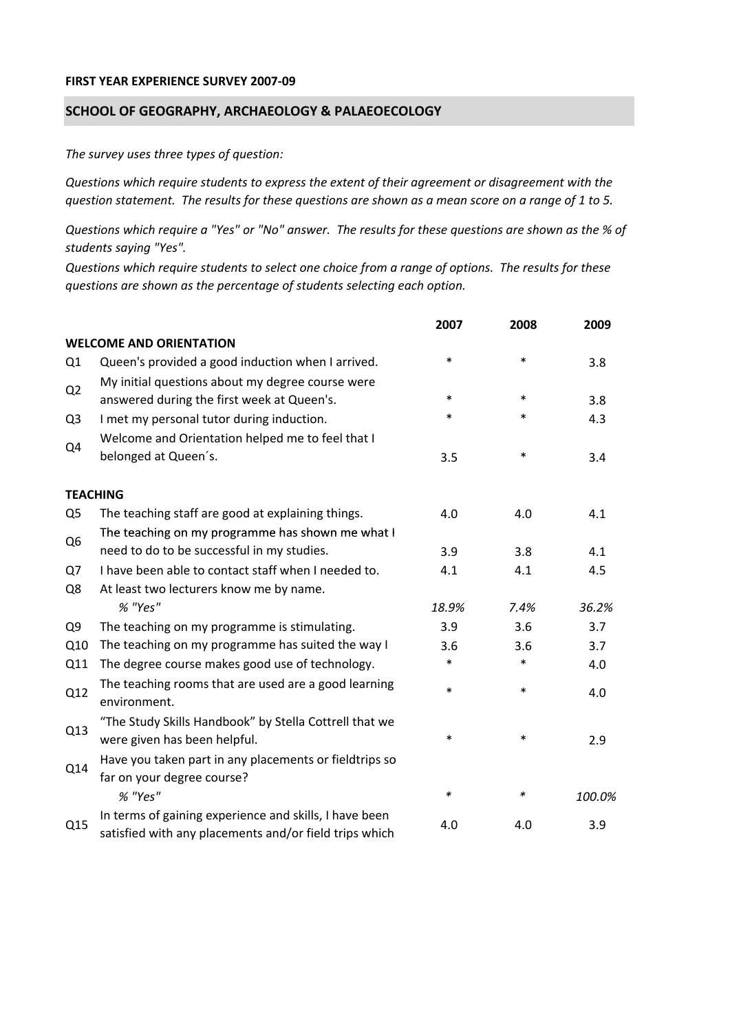**FIRST YEAR EXPERIENCE SURVEY 2007-09**

## SCHOOL OF GEOGRAPHY, ARCHAEOLOGY & PALAEOECOLOGY

*The survey uses three types of question:*

*Questions which require students to express the extent of their agreement or disagreement with the question statement. The results for these questions are shown as a mean score on a range of 1 to 5.*

*Questions which require a "Yes" or "No" answer. The results for these questions are shown as the % of students saying "Yes".*

*Questions which require students to select one choice from a range of options. The results for these questions are shown as the percentage of students selecting each option.*

| | | 2007 | 2008 | 2009 |
|---|---|---|---|---|
| **WELCOME AND ORIENTATION** | | | | |
| Q1 | Queen's provided a good induction when I arrived. | * | * | 3.8 |
| Q2 | My initial questions about my degree course were answered during the first week at Queen's. | * | * | 3.8 |
| Q3 | I met my personal tutor during induction. | * | * | 4.3 |
| Q4 | Welcome and Orientation helped me to feel that I belonged at Queen´s. | 3.5 | * | 3.4 |
| **TEACHING** | | | | |
| Q5 | The teaching staff are good at explaining things. | 4.0 | 4.0 | 4.1 |
| Q6 | The teaching on my programme has shown me what I need to do to be successful in my studies. | 3.9 | 3.8 | 4.1 |
| Q7 | I have been able to contact staff when I needed to. | 4.1 | 4.1 | 4.5 |
| Q8 | At least two lecturers know me by name. | | | |
| | *% "Yes"* | *18.9%* | *7.4%* | *36.2%* |
| Q9 | The teaching on my programme is stimulating. | 3.9 | 3.6 | 3.7 |
| Q10 | The teaching on my programme has suited the way I | 3.6 | 3.6 | 3.7 |
| Q11 | The degree course makes good use of technology. | * | * | 4.0 |
| Q12 | The teaching rooms that are used are a good learning environment. | * | * | 4.0 |
| Q13 | "The Study Skills Handbook" by Stella Cottrell that we were given has been helpful. | * | * | 2.9 |
| Q14 | Have you taken part in any placements or fieldtrips so far on your degree course? | | | |
| | *% "Yes"* | * | * | *100.0%* |
| Q15 | In terms of gaining experience and skills, I have been satisfied with any placements and/or field trips which | 4.0 | 4.0 | 3.9 |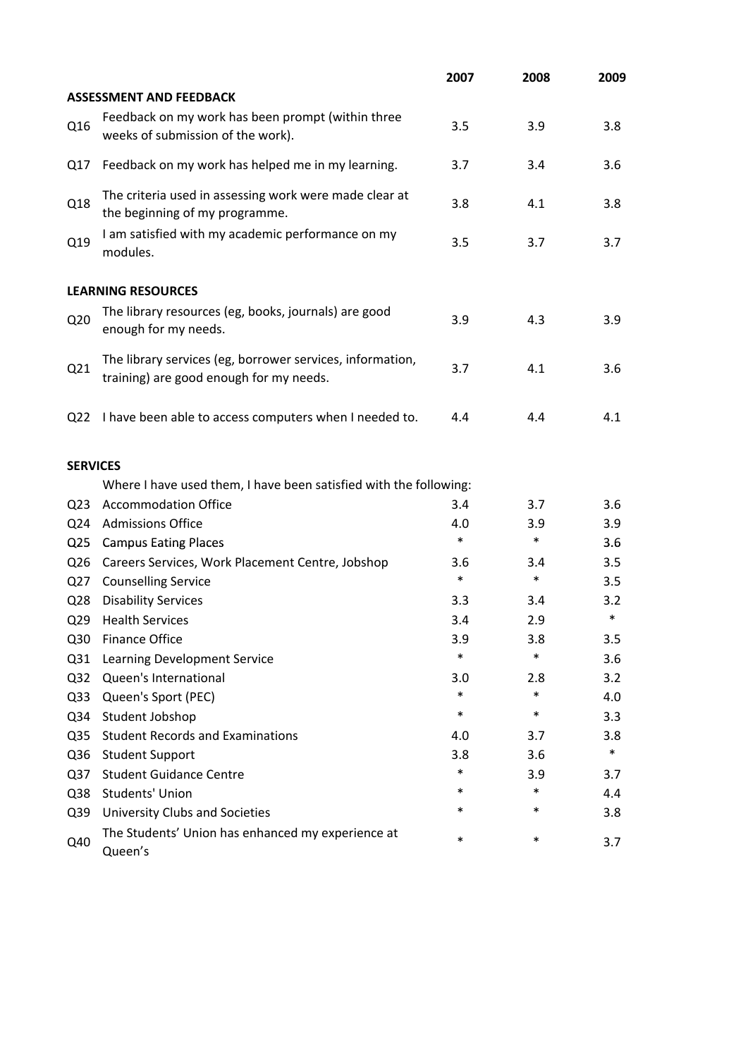| | | 2007 | 2008 | 2009 |
|---|---|---|---|---|
| **ASSESSMENT AND FEEDBACK** | | | | |
| Q16 | Feedback on my work has been prompt (within three weeks of submission of the work). | 3.5 | 3.9 | 3.8 |
| Q17 | Feedback on my work has helped me in my learning. | 3.7 | 3.4 | 3.6 |
| Q18 | The criteria used in assessing work were made clear at the beginning of my programme. | 3.8 | 4.1 | 3.8 |
| Q19 | I am satisfied with my academic performance on my modules. | 3.5 | 3.7 | 3.7 |
| **LEARNING RESOURCES** | | | | |
| Q20 | The library resources (eg, books, journals) are good enough for my needs. | 3.9 | 4.3 | 3.9 |
| Q21 | The library services (eg, borrower services, information, training) are good enough for my needs. | 3.7 | 4.1 | 3.6 |
| Q22 | I have been able to access computers when I needed to. | 4.4 | 4.4 | 4.1 |
| **SERVICES** | | | | |
| | Where I have used them, I have been satisfied with the following: | | | |
| Q23 | Accommodation Office | 3.4 | 3.7 | 3.6 |
| Q24 | Admissions Office | 4.0 | 3.9 | 3.9 |
| Q25 | Campus Eating Places | * | * | 3.6 |
| Q26 | Careers Services, Work Placement Centre, Jobshop | 3.6 | 3.4 | 3.5 |
| Q27 | Counselling Service | * | * | 3.5 |
| Q28 | Disability Services | 3.3 | 3.4 | 3.2 |
| Q29 | Health Services | 3.4 | 2.9 | * |
| Q30 | Finance Office | 3.9 | 3.8 | 3.5 |
| Q31 | Learning Development Service | * | * | 3.6 |
| Q32 | Queen's International | 3.0 | 2.8 | 3.2 |
| Q33 | Queen's Sport (PEC) | * | * | 4.0 |
| Q34 | Student Jobshop | * | * | 3.3 |
| Q35 | Student Records and Examinations | 4.0 | 3.7 | 3.8 |
| Q36 | Student Support | 3.8 | 3.6 | * |
| Q37 | Student Guidance Centre | * | 3.9 | 3.7 |
| Q38 | Students' Union | * | * | 4.4 |
| Q39 | University Clubs and Societies | * | * | 3.8 |
| Q40 | The Students' Union has enhanced my experience at Queen's | * | * | 3.7 |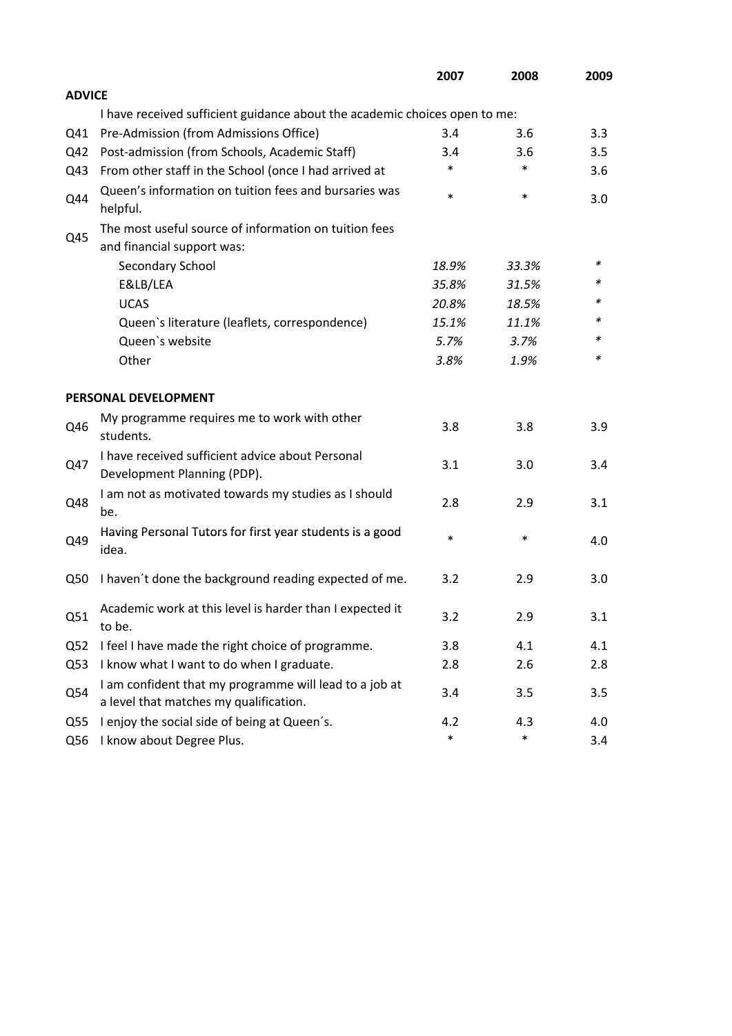| | | 2007 | 2008 | 2009 |
|---|---|---|---|---|
| **ADVICE** | | | | |
| | I have received sufficient guidance about the academic choices open to me: | | | |
| Q41 | Pre-Admission (from Admissions Office) | 3.4 | 3.6 | 3.3 |
| Q42 | Post-admission (from Schools, Academic Staff) | 3.4 | 3.6 | 3.5 |
| Q43 | From other staff in the School (once I had arrived at | * | * | 3.6 |
| Q44 | Queen's information on tuition fees and bursaries was helpful. | * | * | 3.0 |
| Q45 | The most useful source of information on tuition fees and financial support was: | | | |
| | Secondary School | *18.9%* | *33.3%* | * |
| | E&LB/LEA | *35.8%* | *31.5%* | * |
| | UCAS | *20.8%* | *18.5%* | * |
| | Queen`s literature (leaflets, correspondence) | *15.1%* | *11.1%* | * |
| | Queen`s website | *5.7%* | *3.7%* | * |
| | Other | *3.8%* | *1.9%* | * |
| **PERSONAL DEVELOPMENT** | | | | |
| Q46 | My programme requires me to work with other students. | 3.8 | 3.8 | 3.9 |
| Q47 | I have received sufficient advice about Personal Development Planning (PDP). | 3.1 | 3.0 | 3.4 |
| Q48 | I am not as motivated towards my studies as I should be. | 2.8 | 2.9 | 3.1 |
| Q49 | Having Personal Tutors for first year students is a good idea. | * | * | 4.0 |
| Q50 | I haven´t done the background reading expected of me. | 3.2 | 2.9 | 3.0 |
| Q51 | Academic work at this level is harder than I expected it to be. | 3.2 | 2.9 | 3.1 |
| Q52 | I feel I have made the right choice of programme. | 3.8 | 4.1 | 4.1 |
| Q53 | I know what I want to do when I graduate. | 2.8 | 2.6 | 2.8 |
| Q54 | I am confident that my programme will lead to a job at a level that matches my qualification. | 3.4 | 3.5 | 3.5 |
| Q55 | I enjoy the social side of being at Queen´s. | 4.2 | 4.3 | 4.0 |
| Q56 | I know about Degree Plus. | * | * | 3.4 |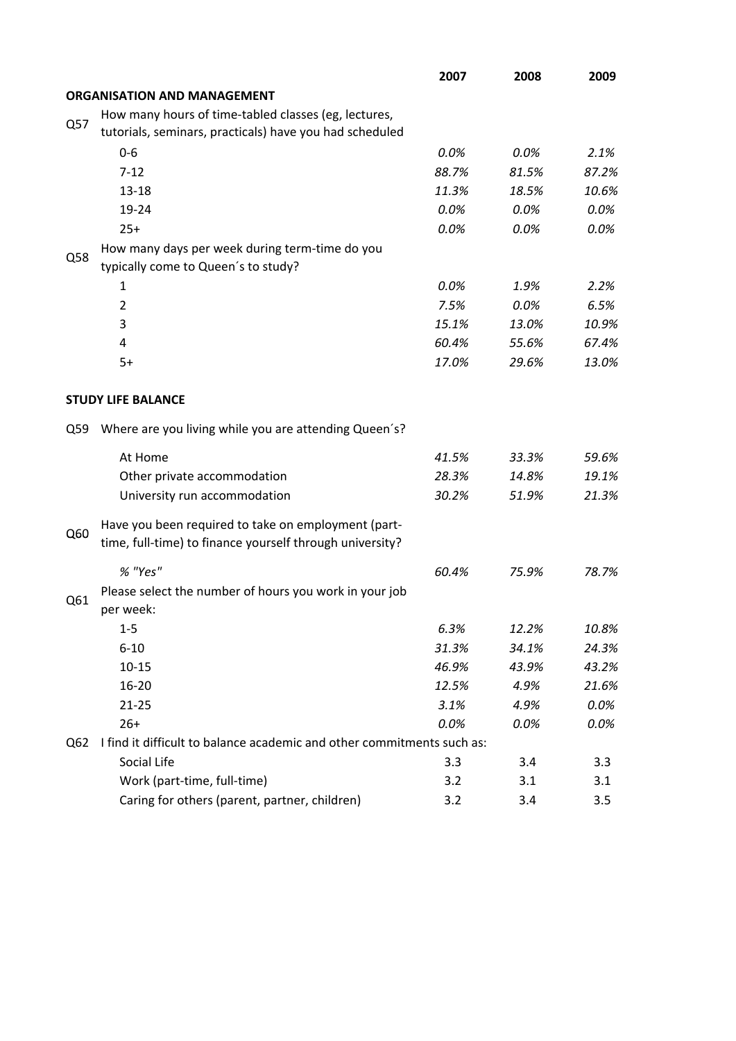| | | 2007 | 2008 | 2009 |
|---|---|---|---|---|
| | **ORGANISATION AND MANAGEMENT** | | | |
| Q57 | How many hours of time-tabled classes (eg, lectures, tutorials, seminars, practicals) have you had scheduled | | | |
| | 0-6 | *0.0%* | *0.0%* | *2.1%* |
| | 7-12 | *88.7%* | *81.5%* | *87.2%* |
| | 13-18 | *11.3%* | *18.5%* | *10.6%* |
| | 19-24 | *0.0%* | *0.0%* | *0.0%* |
| | 25+ | *0.0%* | *0.0%* | *0.0%* |
| Q58 | How many days per week during term-time do you typically come to Queen´s to study? | | | |
| | 1 | *0.0%* | *1.9%* | *2.2%* |
| | 2 | *7.5%* | *0.0%* | *6.5%* |
| | 3 | *15.1%* | *13.0%* | *10.9%* |
| | 4 | *60.4%* | *55.6%* | *67.4%* |
| | 5+ | *17.0%* | *29.6%* | *13.0%* |
| | **STUDY LIFE BALANCE** | | | |
| Q59 | Where are you living while you are attending Queen´s? | | | |
| | At Home | *41.5%* | *33.3%* | *59.6%* |
| | Other private accommodation | *28.3%* | *14.8%* | *19.1%* |
| | University run accommodation | *30.2%* | *51.9%* | *21.3%* |
| Q60 | Have you been required to take on employment (part-time, full-time) to finance yourself through university? | | | |
| | *% "Yes"* | *60.4%* | *75.9%* | *78.7%* |
| Q61 | Please select the number of hours you work in your job per week: | | | |
| | 1-5 | *6.3%* | *12.2%* | *10.8%* |
| | 6-10 | *31.3%* | *34.1%* | *24.3%* |
| | 10-15 | *46.9%* | *43.9%* | *43.2%* |
| | 16-20 | *12.5%* | *4.9%* | *21.6%* |
| | 21-25 | *3.1%* | *4.9%* | *0.0%* |
| | 26+ | *0.0%* | *0.0%* | *0.0%* |
| Q62 | I find it difficult to balance academic and other commitments such as: | | | |
| | Social Life | 3.3 | 3.4 | 3.3 |
| | Work (part-time, full-time) | 3.2 | 3.1 | 3.1 |
| | Caring for others (parent, partner, children) | 3.2 | 3.4 | 3.5 |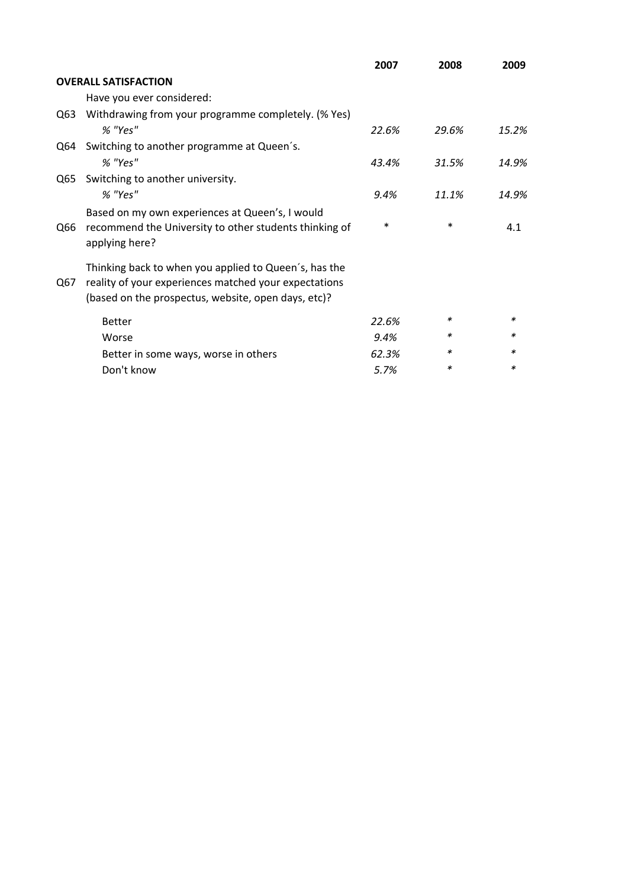| | | 2007 | 2008 | 2009 |
|---|---|---|---|---|
| **OVERALL SATISFACTION** | | | | |
| | Have you ever considered: | | | |
| Q63 | Withdrawing from your programme completely. (% Yes) | | | |
| | *% "Yes"* | *22.6%* | *29.6%* | *15.2%* |
| Q64 | Switching to another programme at Queen´s. | | | |
| | *% "Yes"* | *43.4%* | *31.5%* | *14.9%* |
| Q65 | Switching to another university. | | | |
| | *% "Yes"* | *9.4%* | *11.1%* | *14.9%* |
| Q66 | Based on my own experiences at Queen's, I would recommend the University to other students thinking of applying here? | * | * | 4.1 |
| Q67 | Thinking back to when you applied to Queen´s, has the reality of your experiences matched your expectations (based on the prospectus, website, open days, etc)? | | | |
| | Better | *22.6%* | * | * |
| | Worse | *9.4%* | * | * |
| | Better in some ways, worse in others | *62.3%* | * | * |
| | Don't know | *5.7%* | * | * |